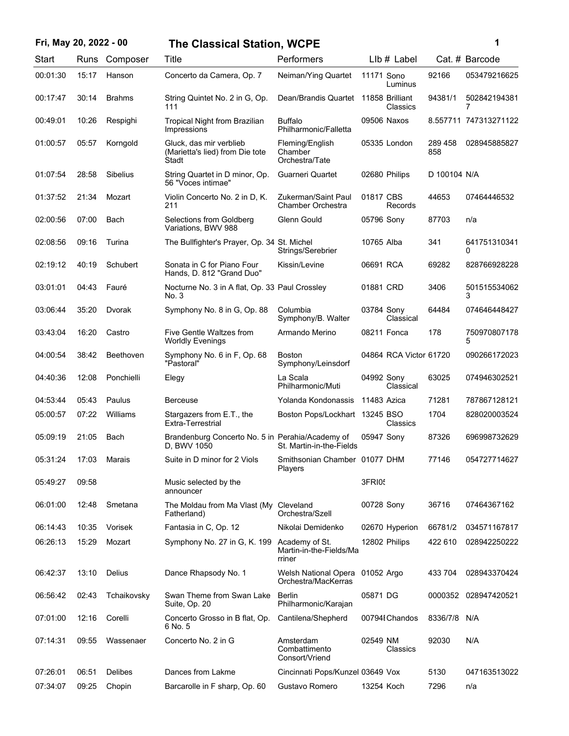# The Classical Station, WCPE

**Fri, May 20, 2022 - 00**

| Start | Runs | Composer | Title | Performers | LIb # | Label | Cat. # | Barcode |
|---|---|---|---|---|---|---|---|---|
| 00:01:30 | 15:17 | Hanson | Concerto da Camera, Op. 7 | Neiman/Ying Quartet | 11171 | Sono Luminus | 92166 | 053479216625 |
| 00:17:47 | 30:14 | Brahms | String Quintet No. 2 in G, Op. 111 | Dean/Brandis Quartet | 11858 | Brilliant Classics | 94381/1 | 5028421943817 |
| 00:49:01 | 10:26 | Respighi | Tropical Night from Brazilian Impressions | Buffalo Philharmonic/Falletta | 09506 | Naxos | 8.557711 | 747313271122 |
| 01:00:57 | 05:57 | Korngold | Gluck, das mir verblieb (Marietta's lied) from Die tote Stadt | Fleming/English Chamber Orchestra/Tate | 05335 | London | 289 458 858 | 028945885827 |
| 01:07:54 | 28:58 | Sibelius | String Quartet in D minor, Op. 56 "Voces intimae" | Guarneri Quartet | 02680 | Philips | D 100104 | N/A |
| 01:37:52 | 21:34 | Mozart | Violin Concerto No. 2 in D, K. 211 | Zukerman/Saint Paul Chamber Orchestra | 01817 | CBS Records | 44653 | 07464446532 |
| 02:00:56 | 07:00 | Bach | Selections from Goldberg Variations, BWV 988 | Glenn Gould | 05796 | Sony | 87703 | n/a |
| 02:08:56 | 09:16 | Turina | The Bullfighter's Prayer, Op. 34 | St. Michel Strings/Serebrier | 10765 | Alba | 341 | 6417513103410 |
| 02:19:12 | 40:19 | Schubert | Sonata in C for Piano Four Hands, D. 812 "Grand Duo" | Kissin/Levine | 06691 | RCA | 69282 | 828766928228 |
| 03:01:01 | 04:43 | Fauré | Nocturne No. 3 in A flat, Op. 33 No. 3 | Paul Crossley | 01881 | CRD | 3406 | 5015155340623 |
| 03:06:44 | 35:20 | Dvorak | Symphony No. 8 in G, Op. 88 | Columbia Symphony/B. Walter | 03784 | Sony Classical | 64484 | 074646448427 |
| 03:43:04 | 16:20 | Castro | Five Gentle Waltzes from Worldly Evenings | Armando Merino | 08211 | Fonca | 178 | 7509708071785 |
| 04:00:54 | 38:42 | Beethoven | Symphony No. 6 in F, Op. 68 "Pastoral" | Boston Symphony/Leinsdorf | 04864 | RCA Victor | 61720 | 090266172023 |
| 04:40:36 | 12:08 | Ponchielli | Elegy | La Scala Philharmonic/Muti | 04992 | Sony Classical | 63025 | 074946302521 |
| 04:53:44 | 05:43 | Paulus | Berceuse | Yolanda Kondonassis | 11483 | Azica | 71281 | 787867128121 |
| 05:00:57 | 07:22 | Williams | Stargazers from E.T., the Extra-Terrestrial | Boston Pops/Lockhart | 13245 | BSO Classics | 1704 | 828020003524 |
| 05:09:19 | 21:05 | Bach | Brandenburg Concerto No. 5 in D, BWV 1050 | Perahia/Academy of St. Martin-in-the-Fields | 05947 | Sony | 87326 | 696998732629 |
| 05:31:24 | 17:03 | Marais | Suite in D minor for 2 Viols | Smithsonian Chamber Players | 01077 | DHM | 77146 | 054727714627 |
| 05:49:27 | 09:58 | | Music selected by the announcer | | 3FRI05 | | | |
| 06:01:00 | 12:48 | Smetana | The Moldau from Ma Vlast (My Fatherland) | Cleveland Orchestra/Szell | 00728 | Sony | 36716 | 07464367162 |
| 06:14:43 | 10:35 | Vorisek | Fantasia in C, Op. 12 | Nikolai Demidenko | 02670 | Hyperion | 66781/2 | 034571167817 |
| 06:26:13 | 15:29 | Mozart | Symphony No. 27 in G, K. 199 | Academy of St. Martin-in-the-Fields/Marriner | 12802 | Philips | 422 610 | 028942250222 |
| 06:42:37 | 13:10 | Delius | Dance Rhapsody No. 1 | Welsh National Opera Orchestra/MacKerras | 01052 | Argo | 433 704 | 028943370424 |
| 06:56:42 | 02:43 | Tchaikovsky | Swan Theme from Swan Lake Suite, Op. 20 | Berlin Philharmonic/Karajan | 05871 | DG | 0000352 | 028947420521 |
| 07:01:00 | 12:16 | Corelli | Concerto Grosso in B flat, Op. 6 No. 5 | Cantilena/Shepherd | 00794 | Chandos | 8336/7/8 | N/A |
| 07:14:31 | 09:55 | Wassenaer | Concerto No. 2 in G | Amsterdam Combattimento Consort/Vriend | 02549 | NM Classics | 92030 | N/A |
| 07:26:01 | 06:51 | Delibes | Dances from Lakme | Cincinnati Pops/Kunzel | 03649 | Vox | 5130 | 047163513022 |
| 07:34:07 | 09:25 | Chopin | Barcarolle in F sharp, Op. 60 | Gustavo Romero | 13254 | Koch | 7296 | n/a |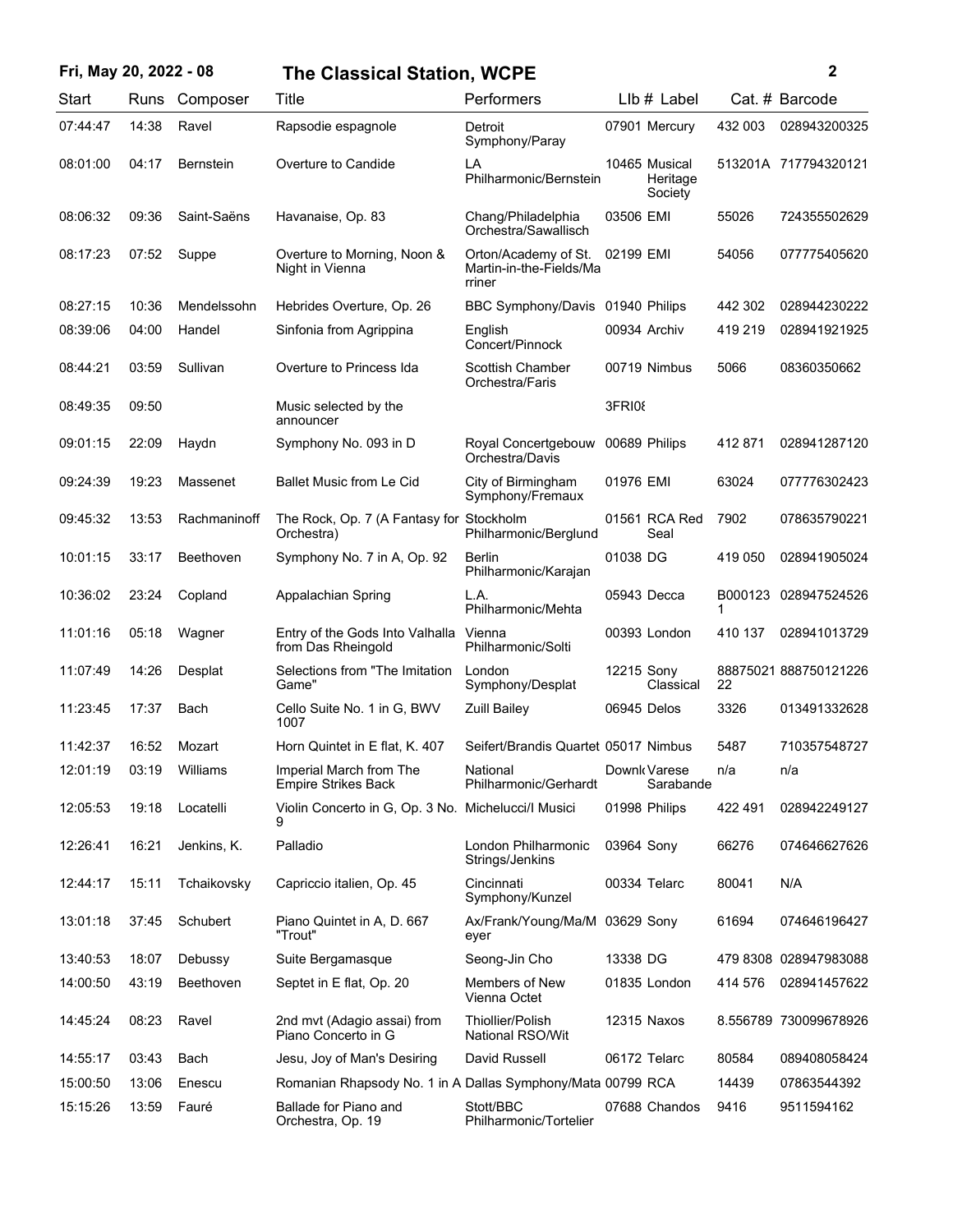| Start | Runs | Composer | Title | Performers | LIb # | Label | Cat. # | Barcode |
|---|---|---|---|---|---|---|---|---|
| 07:44:47 | 14:38 | Ravel | Rapsodie espagnole | Detroit Symphony/Paray | 07901 | Mercury | 432 003 | 028943200325 |
| 08:01:00 | 04:17 | Bernstein | Overture to Candide | LA Philharmonic/Bernstein | 10465 | Musical Heritage Society | 513201A | 717794320121 |
| 08:06:32 | 09:36 | Saint-Saëns | Havanaise, Op. 83 | Chang/Philadelphia Orchestra/Sawallisch | 03506 | EMI | 55026 | 724355502629 |
| 08:17:23 | 07:52 | Suppe | Overture to Morning, Noon & Night in Vienna | Orton/Academy of St. Martin-in-the-Fields/Marriner | 02199 | EMI | 54056 | 077775405620 |
| 08:27:15 | 10:36 | Mendelssohn | Hebrides Overture, Op. 26 | BBC Symphony/Davis | 01940 | Philips | 442 302 | 028944230222 |
| 08:39:06 | 04:00 | Handel | Sinfonia from Agrippina | English Concert/Pinnock | 00934 | Archiv | 419 219 | 028941921925 |
| 08:44:21 | 03:59 | Sullivan | Overture to Princess Ida | Scottish Chamber Orchestra/Faris | 00719 | Nimbus | 5066 | 08360350662 |
| 08:49:35 | 09:50 | | Music selected by the announcer | | 3FRI08 | | | |
| 09:01:15 | 22:09 | Haydn | Symphony No. 093 in D | Royal Concertgebouw Orchestra/Davis | 00689 | Philips | 412 871 | 028941287120 |
| 09:24:39 | 19:23 | Massenet | Ballet Music from Le Cid | City of Birmingham Symphony/Fremaux | 01976 | EMI | 63024 | 077776302423 |
| 09:45:32 | 13:53 | Rachmaninoff | The Rock, Op. 7 (A Fantasy for Orchestra) | Stockholm Philharmonic/Berglund | 01561 | RCA Red Seal | 7902 | 078635790221 |
| 10:01:15 | 33:17 | Beethoven | Symphony No. 7 in A, Op. 92 | Berlin Philharmonic/Karajan | 01038 | DG | 419 050 | 028941905024 |
| 10:36:02 | 23:24 | Copland | Appalachian Spring | L.A. Philharmonic/Mehta | 05943 | Decca | B0001231 | 028947524526 |
| 11:01:16 | 05:18 | Wagner | Entry of the Gods Into Valhalla from Das Rheingold | Vienna Philharmonic/Solti | 00393 | London | 410 137 | 028941013729 |
| 11:07:49 | 14:26 | Desplat | Selections from "The Imitation Game" | London Symphony/Desplat | 12215 | Sony Classical | 8887502122 | 888750121226 |
| 11:23:45 | 17:37 | Bach | Cello Suite No. 1 in G, BWV 1007 | Zuill Bailey | 06945 | Delos | 3326 | 013491332628 |
| 11:42:37 | 16:52 | Mozart | Horn Quintet in E flat, K. 407 | Seifert/Brandis Quartet | 05017 | Nimbus | 5487 | 710357548727 |
| 12:01:19 | 03:19 | Williams | Imperial March from The Empire Strikes Back | National Philharmonic/Gerhardt | Downl | Varese Sarabande | n/a | n/a |
| 12:05:53 | 19:18 | Locatelli | Violin Concerto in G, Op. 3 No. 9 | Michelucci/I Musici | 01998 | Philips | 422 491 | 028942249127 |
| 12:26:41 | 16:21 | Jenkins, K. | Palladio | London Philharmonic Strings/Jenkins | 03964 | Sony | 66276 | 074646627626 |
| 12:44:17 | 15:11 | Tchaikovsky | Capriccio italien, Op. 45 | Cincinnati Symphony/Kunzel | 00334 | Telarc | 80041 | N/A |
| 13:01:18 | 37:45 | Schubert | Piano Quintet in A, D. 667 "Trout" | Ax/Frank/Young/Ma/Meyer | 03629 | Sony | 61694 | 074646196427 |
| 13:40:53 | 18:07 | Debussy | Suite Bergamasque | Seong-Jin Cho | 13338 | DG | 479 8308 | 028947983088 |
| 14:00:50 | 43:19 | Beethoven | Septet in E flat, Op. 20 | Members of New Vienna Octet | 01835 | London | 414 576 | 028941457622 |
| 14:45:24 | 08:23 | Ravel | 2nd mvt (Adagio assai) from Piano Concerto in G | Thiollier/Polish National RSO/Wit | 12315 | Naxos | 8.556789 | 730099678926 |
| 14:55:17 | 03:43 | Bach | Jesu, Joy of Man's Desiring | David Russell | 06172 | Telarc | 80584 | 089408058424 |
| 15:00:50 | 13:06 | Enescu | Romanian Rhapsody No. 1 in A | Dallas Symphony/Mata | 00799 | RCA | 14439 | 07863544392 |
| 15:15:26 | 13:59 | Fauré | Ballade for Piano and Orchestra, Op. 19 | Stott/BBC Philharmonic/Tortelier | 07688 | Chandos | 9416 | 9511594162 |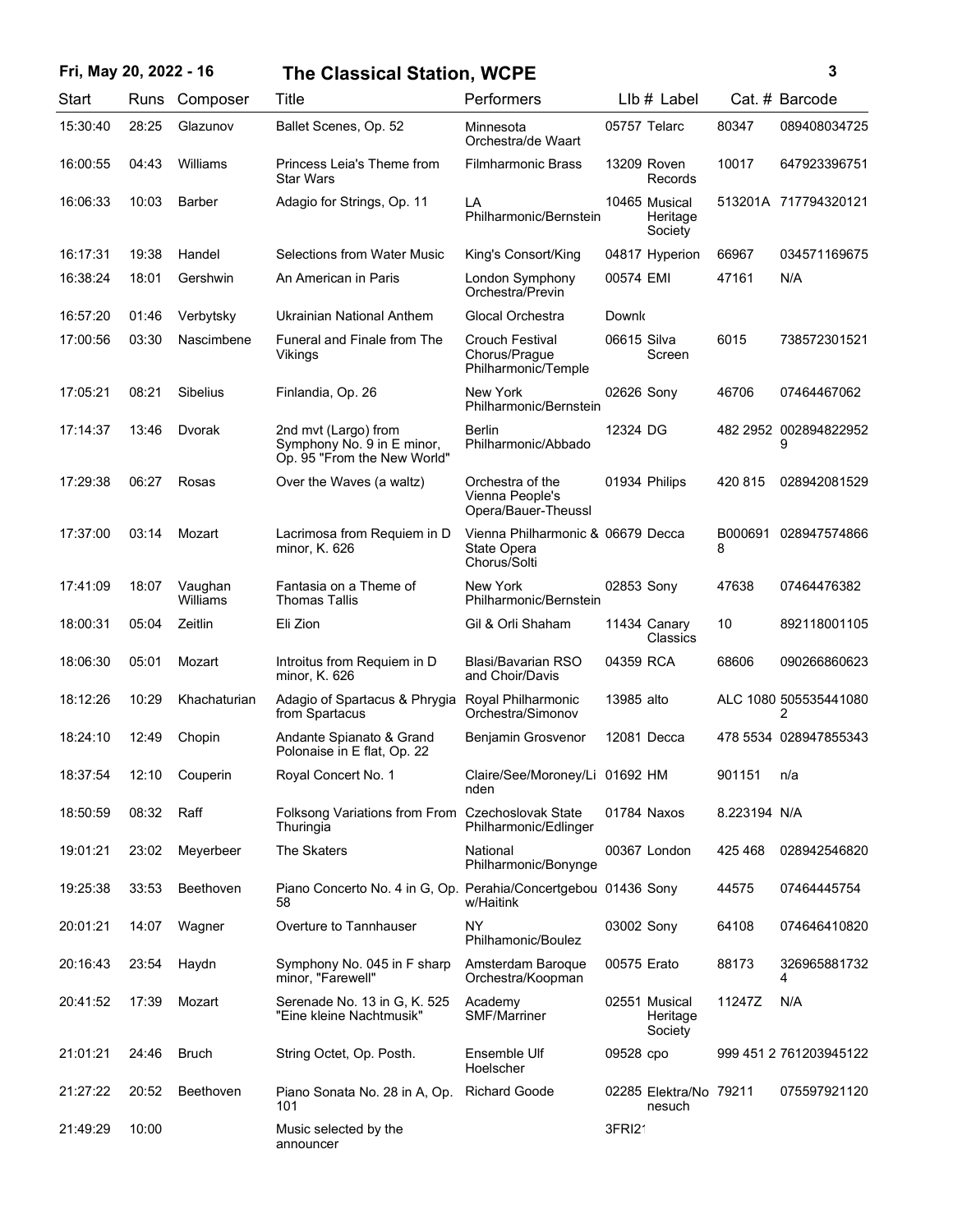| Start | Runs | Composer | Title | Performers | Llb # | Label | Cat. # | Barcode |
|---|---|---|---|---|---|---|---|---|
| 15:30:40 | 28:25 | Glazunov | Ballet Scenes, Op. 52 | Minnesota Orchestra/de Waart | 05757 | Telarc | 80347 | 089408034725 |
| 16:00:55 | 04:43 | Williams | Princess Leia's Theme from Star Wars | Filmharmonic Brass | 13209 | Roven Records | 10017 | 647923396751 |
| 16:06:33 | 10:03 | Barber | Adagio for Strings, Op. 11 | LA Philharmonic/Bernstein | 10465 | Musical Heritage Society | 513201A | 717794320121 |
| 16:17:31 | 19:38 | Handel | Selections from Water Music | King's Consort/King | 04817 | Hyperion | 66967 | 034571169675 |
| 16:38:24 | 18:01 | Gershwin | An American in Paris | London Symphony Orchestra/Previn | 00574 | EMI | 47161 | N/A |
| 16:57:20 | 01:46 | Verbytsky | Ukrainian National Anthem | Glocal Orchestra | Downl | | | |
| 17:00:56 | 03:30 | Nascimbene | Funeral and Finale from The Vikings | Crouch Festival Chorus/Prague Philharmonic/Temple | 06615 | Silva Screen | 6015 | 738572301521 |
| 17:05:21 | 08:21 | Sibelius | Finlandia, Op. 26 | New York Philharmonic/Bernstein | 02626 | Sony | 46706 | 07464467062 |
| 17:14:37 | 13:46 | Dvorak | 2nd mvt (Largo) from Symphony No. 9 in E minor, Op. 95 "From the New World" | Berlin Philharmonic/Abbado | 12324 | DG | 482 2952 | 002894822952 9 |
| 17:29:38 | 06:27 | Rosas | Over the Waves (a waltz) | Orchestra of the Vienna People's Opera/Bauer-Theussl | 01934 | Philips | 420 815 | 028942081529 |
| 17:37:00 | 03:14 | Mozart | Lacrimosa from Requiem in D minor, K. 626 | Vienna Philharmonic & State Opera Chorus/Solti | 06679 | Decca | B000691 8 | 028947574866 |
| 17:41:09 | 18:07 | Vaughan Williams | Fantasia on a Theme of Thomas Tallis | New York Philharmonic/Bernstein | 02853 | Sony | 47638 | 07464476382 |
| 18:00:31 | 05:04 | Zeitlin | Eli Zion | Gil & Orli Shaham | 11434 | Canary Classics | 10 | 892118001105 |
| 18:06:30 | 05:01 | Mozart | Introitus from Requiem in D minor, K. 626 | Blasi/Bavarian RSO and Choir/Davis | 04359 | RCA | 68606 | 090266860623 |
| 18:12:26 | 10:29 | Khachaturian | Adagio of Spartacus & Phrygia from Spartacus | Royal Philharmonic Orchestra/Simonov | 13985 | alto | ALC 1080 | 505535441080 2 |
| 18:24:10 | 12:49 | Chopin | Andante Spianato & Grand Polonaise in E flat, Op. 22 | Benjamin Grosvenor | 12081 | Decca | 478 5534 | 028947855343 |
| 18:37:54 | 12:10 | Couperin | Royal Concert No. 1 | Claire/See/Moroney/Linden | 01692 | HM | 901151 | n/a |
| 18:50:59 | 08:32 | Raff | Folksong Variations from From Thuringia | Czechoslovak State Philharmonic/Edlinger | 01784 | Naxos | 8.223194 | N/A |
| 19:01:21 | 23:02 | Meyerbeer | The Skaters | National Philharmonic/Bonynge | 00367 | London | 425 468 | 028942546820 |
| 19:25:38 | 33:53 | Beethoven | Piano Concerto No. 4 in G, Op. 58 | Perahia/Concertgebouw/Haitink | 01436 | Sony | 44575 | 07464445754 |
| 20:01:21 | 14:07 | Wagner | Overture to Tannhauser | NY Philhamonic/Boulez | 03002 | Sony | 64108 | 074646410820 |
| 20:16:43 | 23:54 | Haydn | Symphony No. 045 in F sharp minor, "Farewell" | Amsterdam Baroque Orchestra/Koopman | 00575 | Erato | 88173 | 326965881732 4 |
| 20:41:52 | 17:39 | Mozart | Serenade No. 13 in G, K. 525 "Eine kleine Nachtmusik" | Academy SMF/Marriner | 02551 | Musical Heritage Society | 11247Z | N/A |
| 21:01:21 | 24:46 | Bruch | String Octet, Op. Posth. | Ensemble Ulf Hoelscher | 09528 | cpo | 999 451 2 | 761203945122 |
| 21:27:22 | 20:52 | Beethoven | Piano Sonata No. 28 in A, Op. 101 | Richard Goode | 02285 | Elektra/Nonesuch | 79211 | 075597921120 |
| 21:49:29 | 10:00 | | Music selected by the announcer | | 3FRI2 | | | |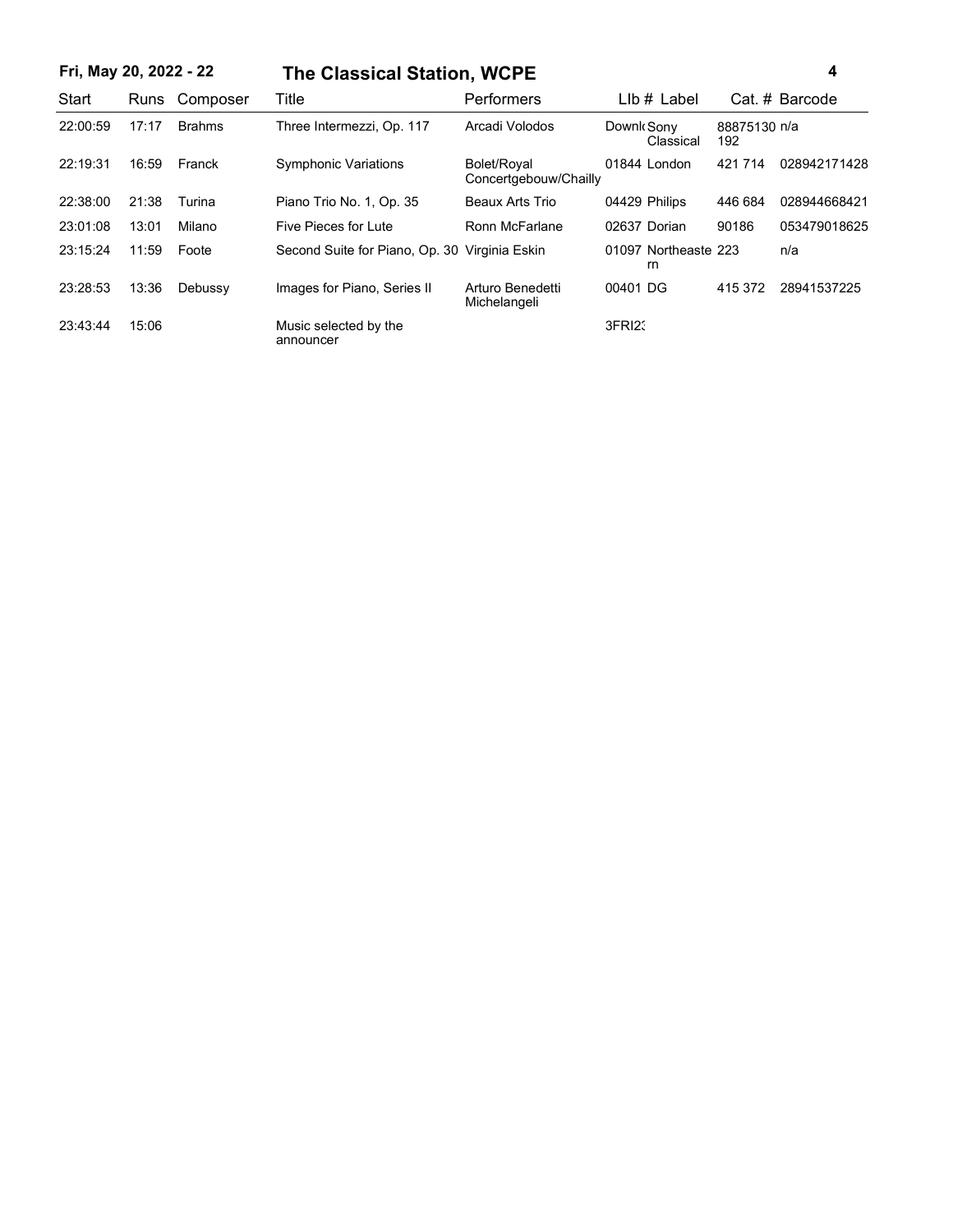## Fri, May 20, 2022 - 22

# The Classical Station, WCPE

| Start | Runs | Composer | Title | Performers | Llb # | Label | Cat. # | Barcode |
|---|---|---|---|---|---|---|---|---|
| 22:00:59 | 17:17 | Brahms | Three Intermezzi, Op. 117 | Arcadi Volodos | Downl | Sony Classical | 88875130 192 | n/a |
| 22:19:31 | 16:59 | Franck | Symphonic Variations | Bolet/Royal Concertgebouw/Chailly | 01844 | London | 421 714 | 028942171428 |
| 22:38:00 | 21:38 | Turina | Piano Trio No. 1, Op. 35 | Beaux Arts Trio | 04429 | Philips | 446 684 | 028944668421 |
| 23:01:08 | 13:01 | Milano | Five Pieces for Lute | Ronn McFarlane | 02637 | Dorian | 90186 | 053479018625 |
| 23:15:24 | 11:59 | Foote | Second Suite for Piano, Op. 30 | Virginia Eskin | 01097 | Northeastern | 223 | n/a |
| 23:28:53 | 13:36 | Debussy | Images for Piano, Series II | Arturo Benedetti Michelangeli | 00401 | DG | 415 372 | 28941537225 |
| 23:43:44 | 15:06 | | Music selected by the announcer | | 3FRI2( | | | |